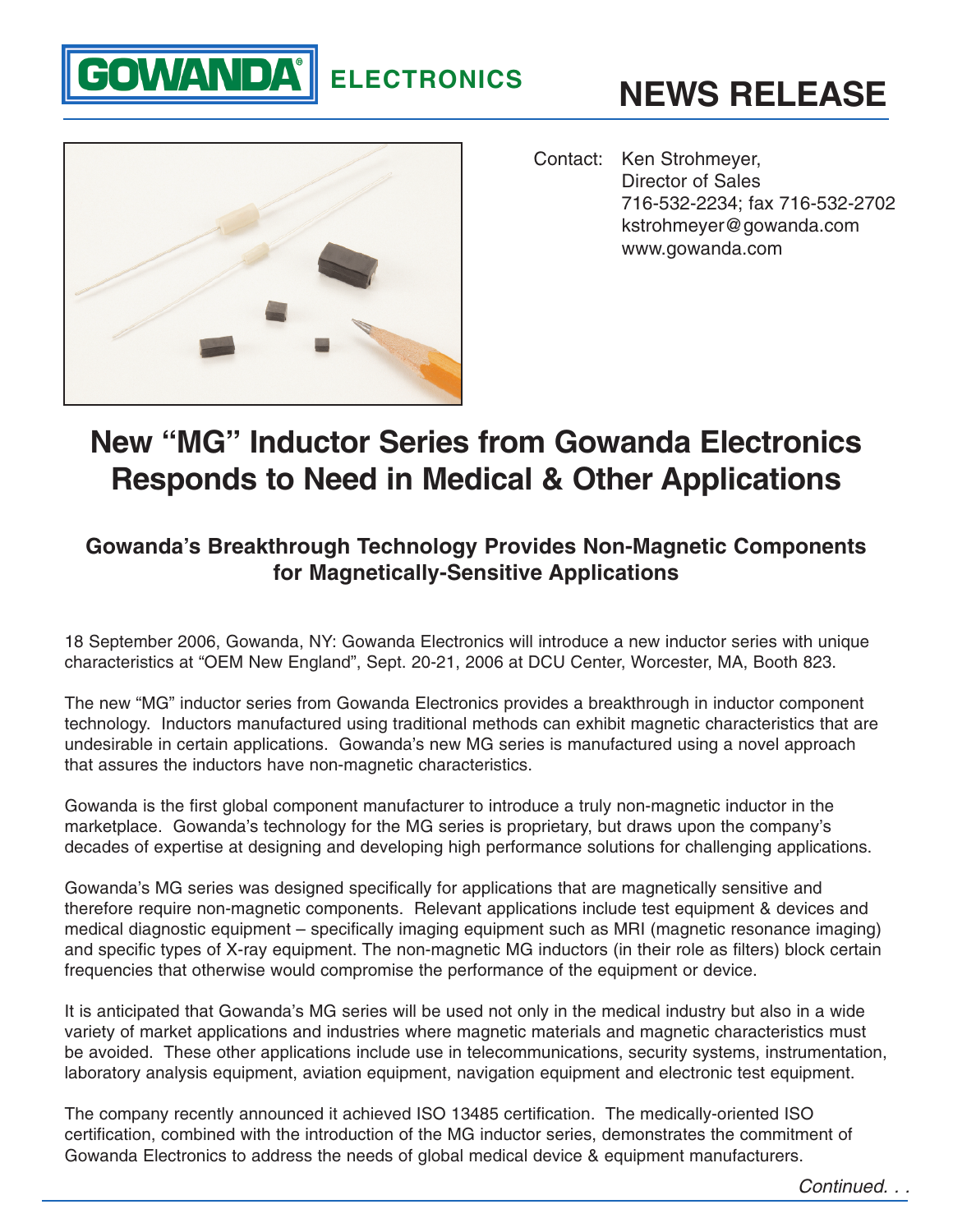GOWANDA® ELECTRONICS

# NEWS RELEASE

Contact: Ken Strohmeyer,
Director of Sales
716-532-2234; fax 716-532-2702
kstrohmeyer@gowanda.com
www.gowanda.com

# New "MG" Inductor Series from Gowanda Electronics Responds to Need in Medical & Other Applications

## Gowanda's Breakthrough Technology Provides Non-Magnetic Components for Magnetically-Sensitive Applications

18 September 2006, Gowanda, NY: Gowanda Electronics will introduce a new inductor series with unique characteristics at "OEM New England", Sept. 20-21, 2006 at DCU Center, Worcester, MA, Booth 823.

The new "MG" inductor series from Gowanda Electronics provides a breakthrough in inductor component technology. Inductors manufactured using traditional methods can exhibit magnetic characteristics that are undesirable in certain applications. Gowanda's new MG series is manufactured using a novel approach that assures the inductors have non-magnetic characteristics.

Gowanda is the first global component manufacturer to introduce a truly non-magnetic inductor in the marketplace. Gowanda's technology for the MG series is proprietary, but draws upon the company's decades of expertise at designing and developing high performance solutions for challenging applications.

Gowanda's MG series was designed specifically for applications that are magnetically sensitive and therefore require non-magnetic components. Relevant applications include test equipment & devices and medical diagnostic equipment – specifically imaging equipment such as MRI (magnetic resonance imaging) and specific types of X-ray equipment. The non-magnetic MG inductors (in their role as filters) block certain frequencies that otherwise would compromise the performance of the equipment or device.

It is anticipated that Gowanda's MG series will be used not only in the medical industry but also in a wide variety of market applications and industries where magnetic materials and magnetic characteristics must be avoided. These other applications include use in telecommunications, security systems, instrumentation, laboratory analysis equipment, aviation equipment, navigation equipment and electronic test equipment.

The company recently announced it achieved ISO 13485 certification. The medically-oriented ISO certification, combined with the introduction of the MG inductor series, demonstrates the commitment of Gowanda Electronics to address the needs of global medical device & equipment manufacturers.

*Continued. . .*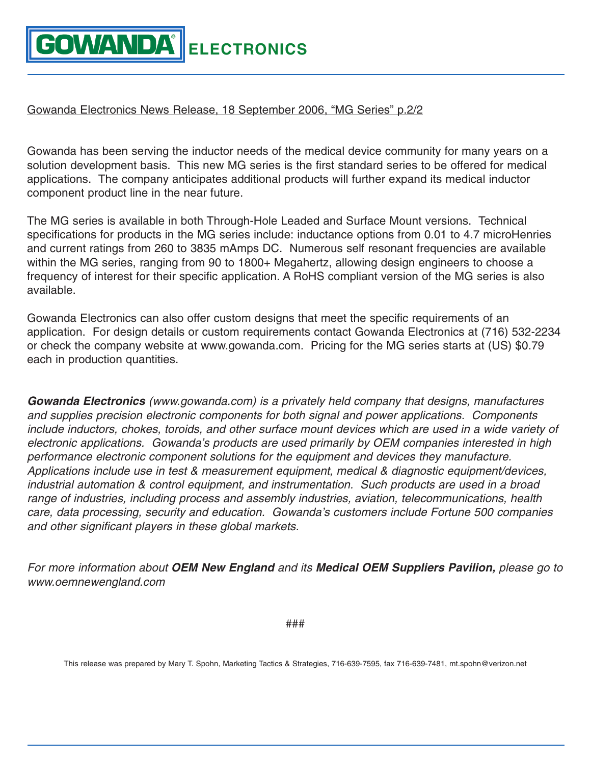Gowanda Electronics News Release, 18 September 2006, "MG Series" p.2/2

Gowanda has been serving the inductor needs of the medical device community for many years on a solution development basis. This new MG series is the first standard series to be offered for medical applications. The company anticipates additional products will further expand its medical inductor component product line in the near future.

The MG series is available in both Through-Hole Leaded and Surface Mount versions. Technical specifications for products in the MG series include: inductance options from 0.01 to 4.7 microHenries and current ratings from 260 to 3835 mAmps DC. Numerous self resonant frequencies are available within the MG series, ranging from 90 to 1800+ Megahertz, allowing design engineers to choose a frequency of interest for their specific application. A RoHS compliant version of the MG series is also available.

Gowanda Electronics can also offer custom designs that meet the specific requirements of an application. For design details or custom requirements contact Gowanda Electronics at (716) 532-2234 or check the company website at www.gowanda.com. Pricing for the MG series starts at (US) $0.79 each in production quantities.

***Gowanda Electronics*** *(www.gowanda.com) is a privately held company that designs, manufactures and supplies precision electronic components for both signal and power applications. Components include inductors, chokes, toroids, and other surface mount devices which are used in a wide variety of electronic applications. Gowanda's products are used primarily by OEM companies interested in high performance electronic component solutions for the equipment and devices they manufacture. Applications include use in test & measurement equipment, medical & diagnostic equipment/devices, industrial automation & control equipment, and instrumentation. Such products are used in a broad range of industries, including process and assembly industries, aviation, telecommunications, health care, data processing, security and education. Gowanda's customers include Fortune 500 companies and other significant players in these global markets.*

*For more information about* ***OEM New England*** *and its* ***Medical OEM Suppliers Pavilion,*** *please go to www.oemnewengland.com*

###

This release was prepared by Mary T. Spohn, Marketing Tactics & Strategies, 716-639-7595, fax 716-639-7481, mt.spohn@verizon.net